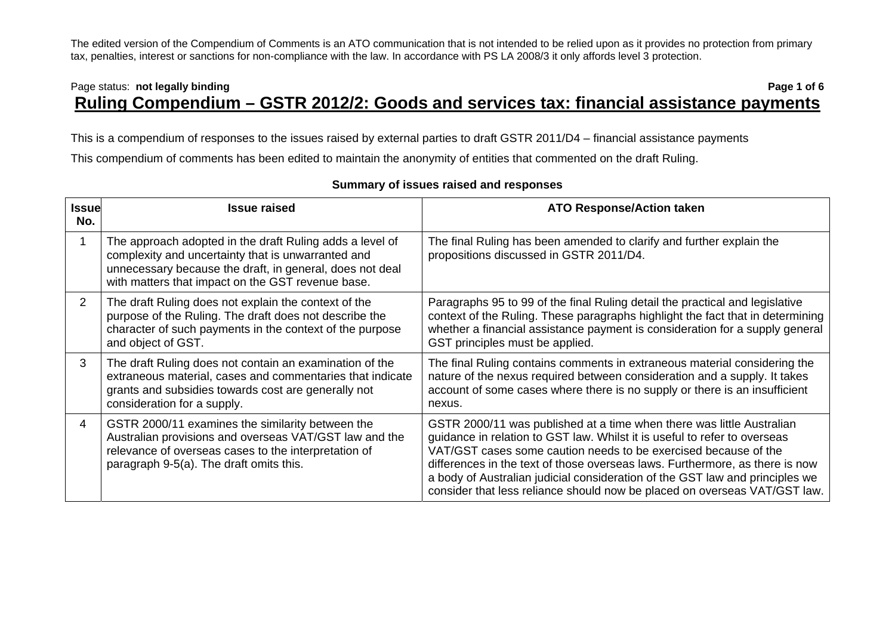The edited version of the Compendium of Comments is an ATO communication that is not intended to be relied upon as it provides no protection from primary tax, penalties, interest or sanctions for non-compliance with the law. In accordance with PS LA 2008/3 it only affords level 3 protection.

Page status: **not legally binding**

# Ruling Compendium – GSTR 2012/2: Goods and services tax: financial assistance payments

This is a compendium of responses to the issues raised by external parties to draft GSTR 2011/D4 – financial assistance payments

This compendium of comments has been edited to maintain the anonymity of entities that commented on the draft Ruling.

**Summary of issues raised and responses**

| Issue No. | Issue raised | ATO Response/Action taken |
|---|---|---|
| 1 | The approach adopted in the draft Ruling adds a level of complexity and uncertainty that is unwarranted and unnecessary because the draft, in general, does not deal with matters that impact on the GST revenue base. | The final Ruling has been amended to clarify and further explain the propositions discussed in GSTR 2011/D4. |
| 2 | The draft Ruling does not explain the context of the purpose of the Ruling. The draft does not describe the character of such payments in the context of the purpose and object of GST. | Paragraphs 95 to 99 of the final Ruling detail the practical and legislative context of the Ruling. These paragraphs highlight the fact that in determining whether a financial assistance payment is consideration for a supply general GST principles must be applied. |
| 3 | The draft Ruling does not contain an examination of the extraneous material, cases and commentaries that indicate grants and subsidies towards cost are generally not consideration for a supply. | The final Ruling contains comments in extraneous material considering the nature of the nexus required between consideration and a supply. It takes account of some cases where there is no supply or there is an insufficient nexus. |
| 4 | GSTR 2000/11 examines the similarity between the Australian provisions and overseas VAT/GST law and the relevance of overseas cases to the interpretation of paragraph 9-5(a). The draft omits this. | GSTR 2000/11 was published at a time when there was little Australian guidance in relation to GST law. Whilst it is useful to refer to overseas VAT/GST cases some caution needs to be exercised because of the differences in the text of those overseas laws. Furthermore, as there is now a body of Australian judicial consideration of the GST law and principles we consider that less reliance should now be placed on overseas VAT/GST law. |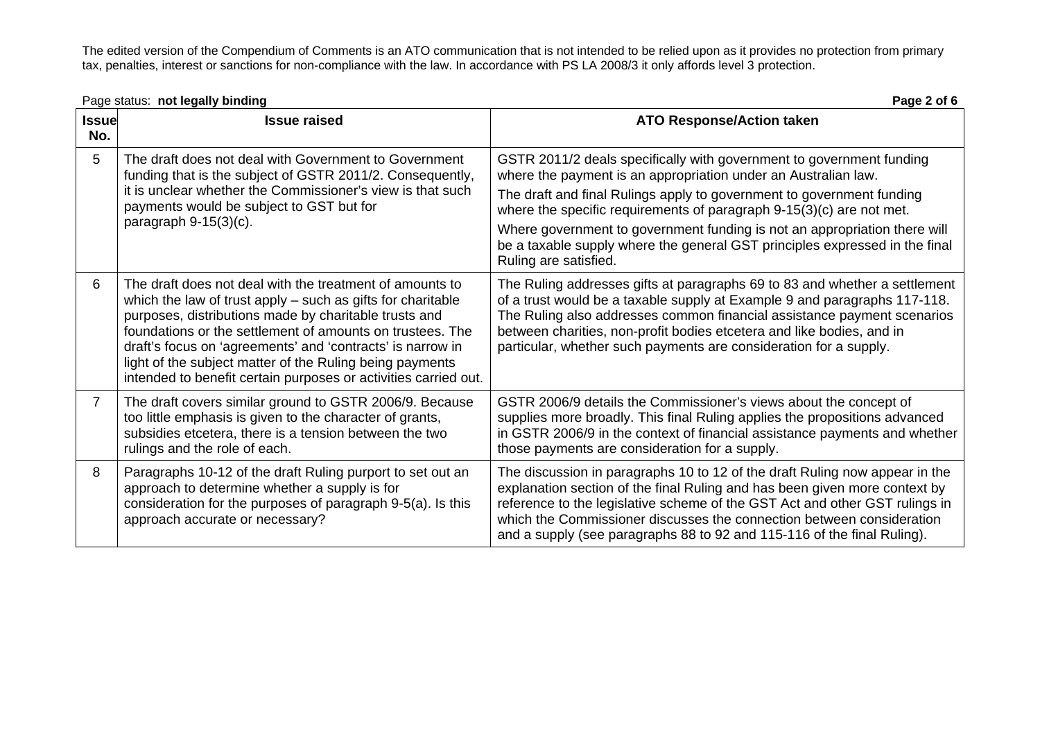The edited version of the Compendium of Comments is an ATO communication that is not intended to be relied upon as it provides no protection from primary tax, penalties, interest or sanctions for non-compliance with the law. In accordance with PS LA 2008/3 it only affords level 3 protection.

Page status: **not legally binding**

| Issue No. | Issue raised | ATO Response/Action taken |
|---|---|---|
| 5 | The draft does not deal with Government to Government funding that is the subject of GSTR 2011/2. Consequently, it is unclear whether the Commissioner's view is that such payments would be subject to GST but for paragraph 9-15(3)(c). | GSTR 2011/2 deals specifically with government to government funding where the payment is an appropriation under an Australian law.<br>The draft and final Rulings apply to government to government funding where the specific requirements of paragraph 9-15(3)(c) are not met.<br>Where government to government funding is not an appropriation there will be a taxable supply where the general GST principles expressed in the final Ruling are satisfied. |
| 6 | The draft does not deal with the treatment of amounts to which the law of trust apply – such as gifts for charitable purposes, distributions made by charitable trusts and foundations or the settlement of amounts on trustees. The draft's focus on 'agreements' and 'contracts' is narrow in light of the subject matter of the Ruling being payments intended to benefit certain purposes or activities carried out. | The Ruling addresses gifts at paragraphs 69 to 83 and whether a settlement of a trust would be a taxable supply at Example 9 and paragraphs 117-118. The Ruling also addresses common financial assistance payment scenarios between charities, non-profit bodies etcetera and like bodies, and in particular, whether such payments are consideration for a supply. |
| 7 | The draft covers similar ground to GSTR 2006/9. Because too little emphasis is given to the character of grants, subsidies etcetera, there is a tension between the two rulings and the role of each. | GSTR 2006/9 details the Commissioner's views about the concept of supplies more broadly. This final Ruling applies the propositions advanced in GSTR 2006/9 in the context of financial assistance payments and whether those payments are consideration for a supply. |
| 8 | Paragraphs 10-12 of the draft Ruling purport to set out an approach to determine whether a supply is for consideration for the purposes of paragraph 9-5(a). Is this approach accurate or necessary? | The discussion in paragraphs 10 to 12 of the draft Ruling now appear in the explanation section of the final Ruling and has been given more context by reference to the legislative scheme of the GST Act and other GST rulings in which the Commissioner discusses the connection between consideration and a supply (see paragraphs 88 to 92 and 115-116 of the final Ruling). |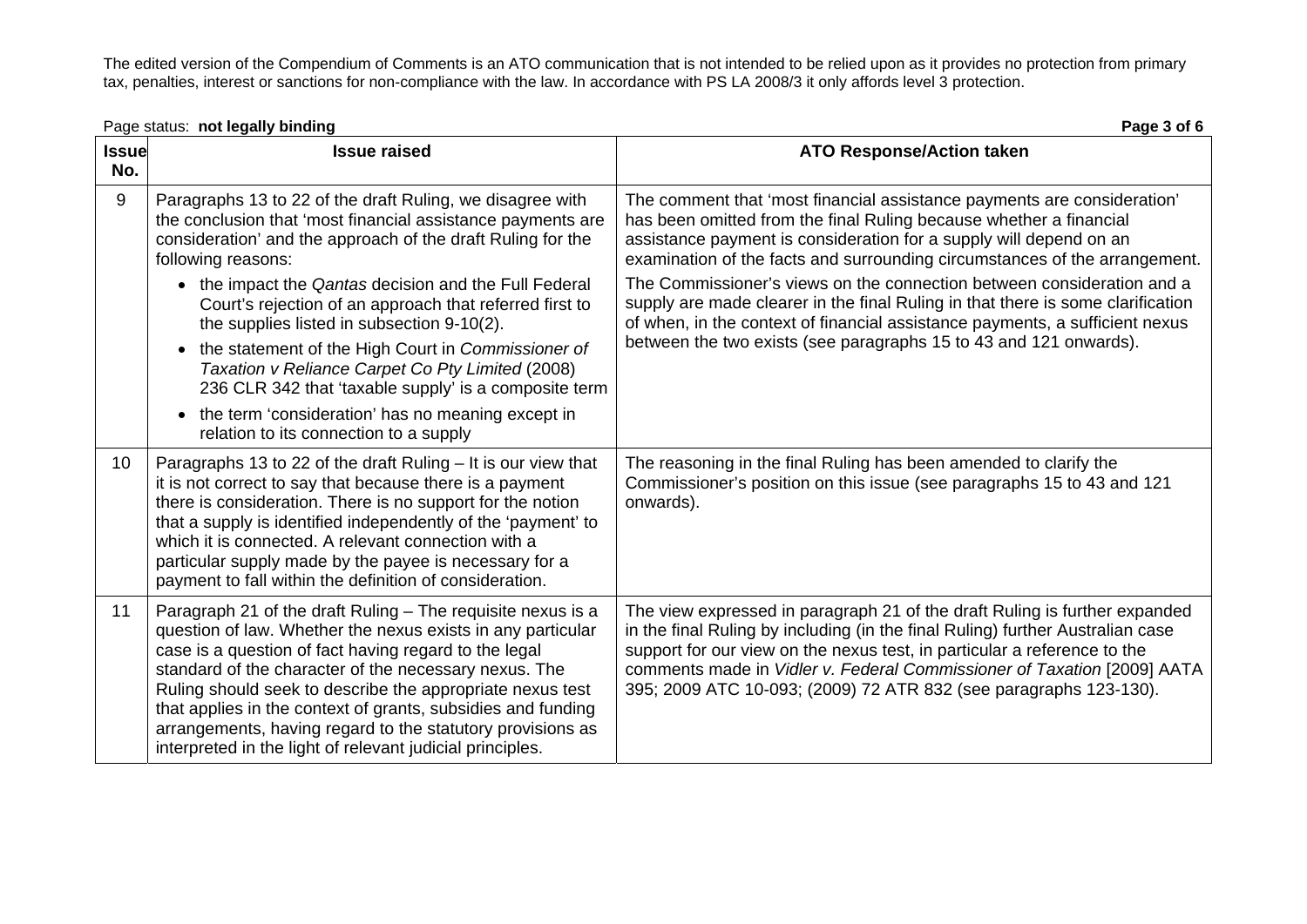The edited version of the Compendium of Comments is an ATO communication that is not intended to be relied upon as it provides no protection from primary tax, penalties, interest or sanctions for non-compliance with the law. In accordance with PS LA 2008/3 it only affords level 3 protection.

Page status: **not legally binding**

| Issue No. | Issue raised | ATO Response/Action taken |
|---|---|---|
| 9 | Paragraphs 13 to 22 of the draft Ruling, we disagree with the conclusion that 'most financial assistance payments are consideration' and the approach of the draft Ruling for the following reasons:<br>• the impact the *Qantas* decision and the Full Federal Court's rejection of an approach that referred first to the supplies listed in subsection 9-10(2).<br>• the statement of the High Court in *Commissioner of Taxation v Reliance Carpet Co Pty Limited* (2008) 236 CLR 342 that 'taxable supply' is a composite term<br>• the term 'consideration' has no meaning except in relation to its connection to a supply | The comment that 'most financial assistance payments are consideration' has been omitted from the final Ruling because whether a financial assistance payment is consideration for a supply will depend on an examination of the facts and surrounding circumstances of the arrangement.<br>The Commissioner's views on the connection between consideration and a supply are made clearer in the final Ruling in that there is some clarification of when, in the context of financial assistance payments, a sufficient nexus between the two exists (see paragraphs 15 to 43 and 121 onwards). |
| 10 | Paragraphs 13 to 22 of the draft Ruling – It is our view that it is not correct to say that because there is a payment there is consideration. There is no support for the notion that a supply is identified independently of the 'payment' to which it is connected. A relevant connection with a particular supply made by the payee is necessary for a payment to fall within the definition of consideration. | The reasoning in the final Ruling has been amended to clarify the Commissioner's position on this issue (see paragraphs 15 to 43 and 121 onwards). |
| 11 | Paragraph 21 of the draft Ruling – The requisite nexus is a question of law. Whether the nexus exists in any particular case is a question of fact having regard to the legal standard of the character of the necessary nexus. The Ruling should seek to describe the appropriate nexus test that applies in the context of grants, subsidies and funding arrangements, having regard to the statutory provisions as interpreted in the light of relevant judicial principles. | The view expressed in paragraph 21 of the draft Ruling is further expanded in the final Ruling by including (in the final Ruling) further Australian case support for our view on the nexus test, in particular a reference to the comments made in *Vidler v. Federal Commissioner of Taxation* [2009] AATA 395; 2009 ATC 10-093; (2009) 72 ATR 832 (see paragraphs 123-130). |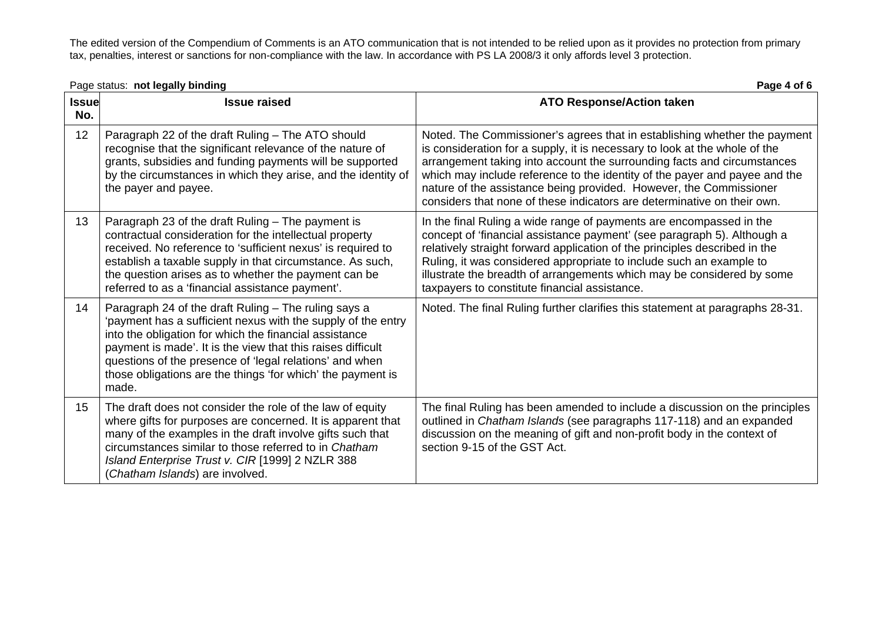The edited version of the Compendium of Comments is an ATO communication that is not intended to be relied upon as it provides no protection from primary tax, penalties, interest or sanctions for non-compliance with the law. In accordance with PS LA 2008/3 it only affords level 3 protection.

Page status: **not legally binding**

| Issue No. | Issue raised | ATO Response/Action taken |
|---|---|---|
| 12 | Paragraph 22 of the draft Ruling – The ATO should recognise that the significant relevance of the nature of grants, subsidies and funding payments will be supported by the circumstances in which they arise, and the identity of the payer and payee. | Noted. The Commissioner's agrees that in establishing whether the payment is consideration for a supply, it is necessary to look at the whole of the arrangement taking into account the surrounding facts and circumstances which may include reference to the identity of the payer and payee and the nature of the assistance being provided. However, the Commissioner considers that none of these indicators are determinative on their own. |
| 13 | Paragraph 23 of the draft Ruling – The payment is contractual consideration for the intellectual property received. No reference to 'sufficient nexus' is required to establish a taxable supply in that circumstance. As such, the question arises as to whether the payment can be referred to as a 'financial assistance payment'. | In the final Ruling a wide range of payments are encompassed in the concept of 'financial assistance payment' (see paragraph 5). Although a relatively straight forward application of the principles described in the Ruling, it was considered appropriate to include such an example to illustrate the breadth of arrangements which may be considered by some taxpayers to constitute financial assistance. |
| 14 | Paragraph 24 of the draft Ruling – The ruling says a 'payment has a sufficient nexus with the supply of the entry into the obligation for which the financial assistance payment is made'. It is the view that this raises difficult questions of the presence of 'legal relations' and when those obligations are the things 'for which' the payment is made. | Noted. The final Ruling further clarifies this statement at paragraphs 28-31. |
| 15 | The draft does not consider the role of the law of equity where gifts for purposes are concerned. It is apparent that many of the examples in the draft involve gifts such that circumstances similar to those referred to in *Chatham Island Enterprise Trust v. CIR* [1999] 2 NZLR 388 (*Chatham Islands*) are involved. | The final Ruling has been amended to include a discussion on the principles outlined in *Chatham Islands* (see paragraphs 117-118) and an expanded discussion on the meaning of gift and non-profit body in the context of section 9-15 of the GST Act. |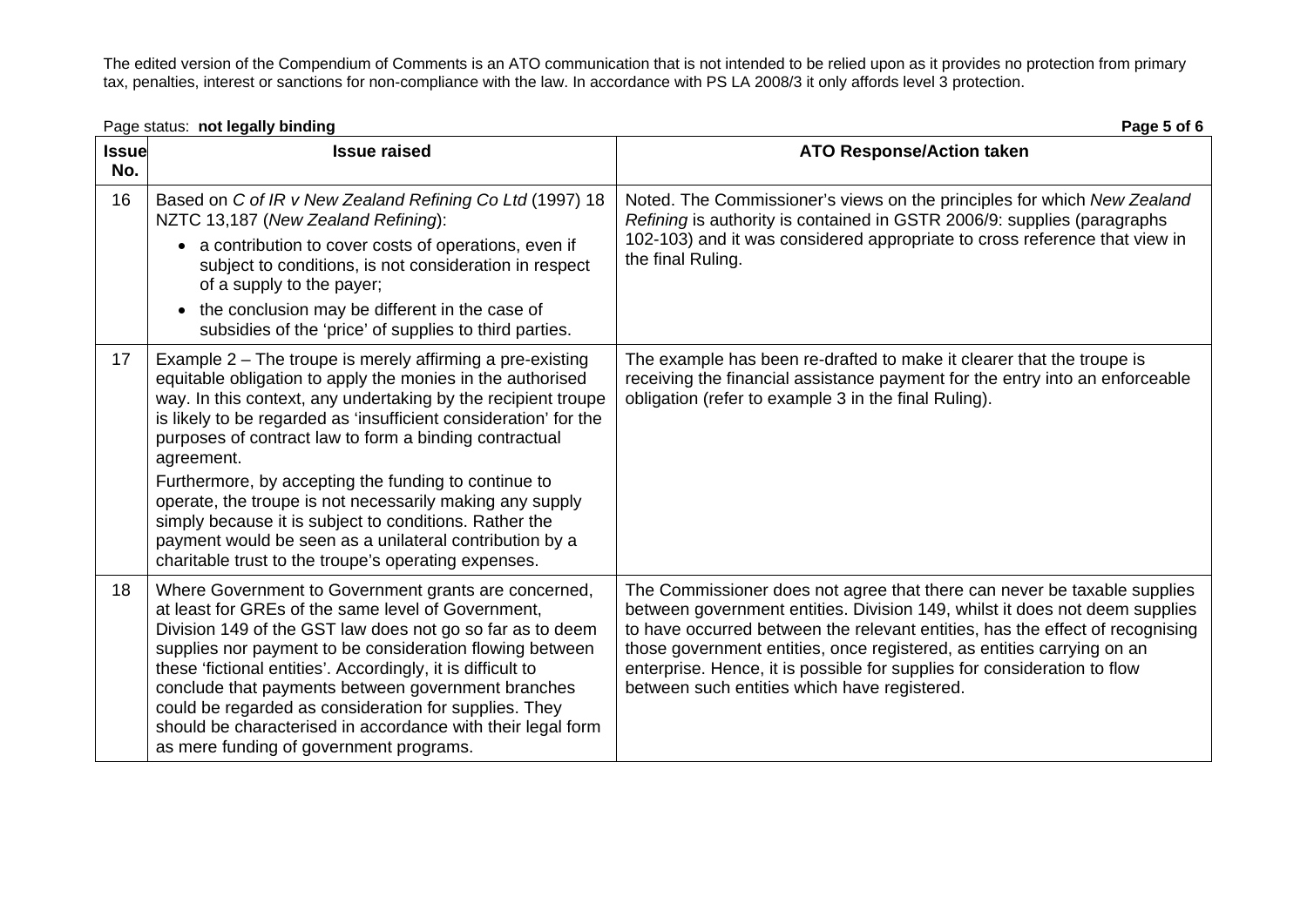The edited version of the Compendium of Comments is an ATO communication that is not intended to be relied upon as it provides no protection from primary tax, penalties, interest or sanctions for non-compliance with the law. In accordance with PS LA 2008/3 it only affords level 3 protection.

Page status: **not legally binding**

| Issue No. | Issue raised | ATO Response/Action taken |
|---|---|---|
| 16 | Based on *C of IR v New Zealand Refining Co Ltd* (1997) 18 NZTC 13,187 (*New Zealand Refining*):<br>• a contribution to cover costs of operations, even if subject to conditions, is not consideration in respect of a supply to the payer;<br>• the conclusion may be different in the case of subsidies of the 'price' of supplies to third parties. | Noted. The Commissioner's views on the principles for which *New Zealand Refining* is authority is contained in GSTR 2006/9: supplies (paragraphs 102-103) and it was considered appropriate to cross reference that view in the final Ruling. |
| 17 | Example 2 – The troupe is merely affirming a pre-existing equitable obligation to apply the monies in the authorised way. In this context, any undertaking by the recipient troupe is likely to be regarded as 'insufficient consideration' for the purposes of contract law to form a binding contractual agreement.<br>Furthermore, by accepting the funding to continue to operate, the troupe is not necessarily making any supply simply because it is subject to conditions. Rather the payment would be seen as a unilateral contribution by a charitable trust to the troupe's operating expenses. | The example has been re-drafted to make it clearer that the troupe is receiving the financial assistance payment for the entry into an enforceable obligation (refer to example 3 in the final Ruling). |
| 18 | Where Government to Government grants are concerned, at least for GREs of the same level of Government, Division 149 of the GST law does not go so far as to deem supplies nor payment to be consideration flowing between these 'fictional entities'. Accordingly, it is difficult to conclude that payments between government branches could be regarded as consideration for supplies. They should be characterised in accordance with their legal form as mere funding of government programs. | The Commissioner does not agree that there can never be taxable supplies between government entities. Division 149, whilst it does not deem supplies to have occurred between the relevant entities, has the effect of recognising those government entities, once registered, as entities carrying on an enterprise. Hence, it is possible for supplies for consideration to flow between such entities which have registered. |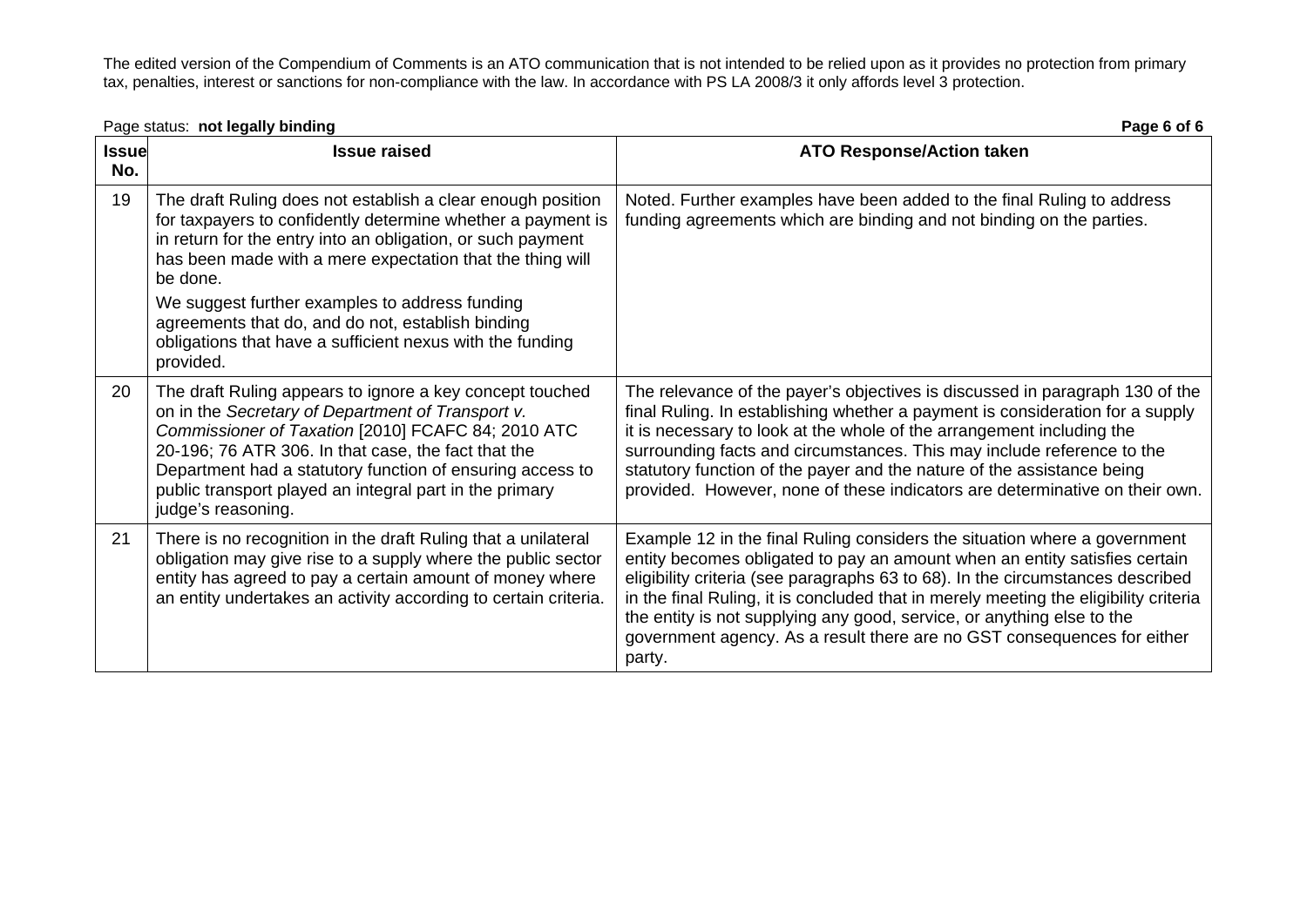The edited version of the Compendium of Comments is an ATO communication that is not intended to be relied upon as it provides no protection from primary tax, penalties, interest or sanctions for non-compliance with the law. In accordance with PS LA 2008/3 it only affords level 3 protection.

Page status: **not legally binding**

| Issue No. | Issue raised | ATO Response/Action taken |
|---|---|---|
| 19 | The draft Ruling does not establish a clear enough position for taxpayers to confidently determine whether a payment is in return for the entry into an obligation, or such payment has been made with a mere expectation that the thing will be done.<br><br>We suggest further examples to address funding agreements that do, and do not, establish binding obligations that have a sufficient nexus with the funding provided. | Noted. Further examples have been added to the final Ruling to address funding agreements which are binding and not binding on the parties. |
| 20 | The draft Ruling appears to ignore a key concept touched on in the *Secretary of Department of Transport v. Commissioner of Taxation* [2010] FCAFC 84; 2010 ATC 20-196; 76 ATR 306. In that case, the fact that the Department had a statutory function of ensuring access to public transport played an integral part in the primary judge's reasoning. | The relevance of the payer's objectives is discussed in paragraph 130 of the final Ruling. In establishing whether a payment is consideration for a supply it is necessary to look at the whole of the arrangement including the surrounding facts and circumstances. This may include reference to the statutory function of the payer and the nature of the assistance being provided. However, none of these indicators are determinative on their own. |
| 21 | There is no recognition in the draft Ruling that a unilateral obligation may give rise to a supply where the public sector entity has agreed to pay a certain amount of money where an entity undertakes an activity according to certain criteria. | Example 12 in the final Ruling considers the situation where a government entity becomes obligated to pay an amount when an entity satisfies certain eligibility criteria (see paragraphs 63 to 68). In the circumstances described in the final Ruling, it is concluded that in merely meeting the eligibility criteria the entity is not supplying any good, service, or anything else to the government agency. As a result there are no GST consequences for either party. |